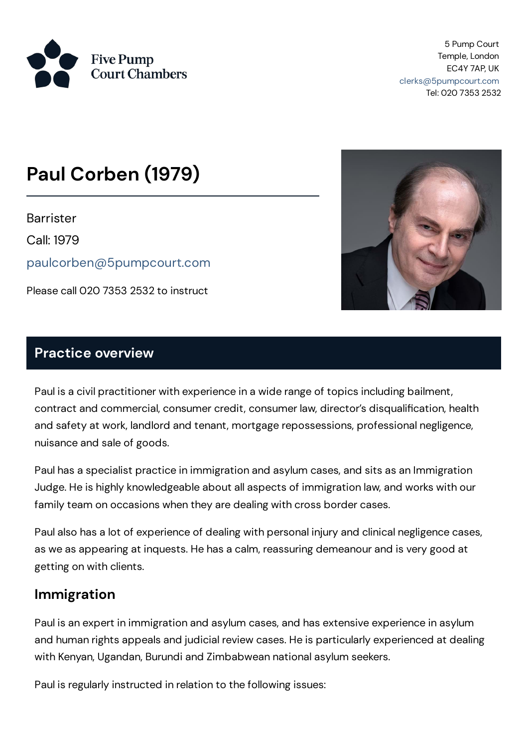Five Pump Court Chambers

5 Pump Court
Temple, London
EC4Y 7AP, UK
clerks@5pumpcourt.com
Tel: 020 7353 2532

# Paul Corben (1979)

Barrister

Call: 1979

paulcorben@5pumpcourt.com

Please call 020 7353 2532 to instruct

## Practice overview

Paul is a civil practitioner with experience in a wide range of topics including bailment, contract and commercial, consumer credit, consumer law, director's disqualification, health and safety at work, landlord and tenant, mortgage repossessions, professional negligence, nuisance and sale of goods.

Paul has a specialist practice in immigration and asylum cases, and sits as an Immigration Judge. He is highly knowledgeable about all aspects of immigration law, and works with our family team on occasions when they are dealing with cross border cases.

Paul also has a lot of experience of dealing with personal injury and clinical negligence cases, as we as appearing at inquests. He has a calm, reassuring demeanour and is very good at getting on with clients.

### Immigration

Paul is an expert in immigration and asylum cases, and has extensive experience in asylum and human rights appeals and judicial review cases. He is particularly experienced at dealing with Kenyan, Ugandan, Burundi and Zimbabwean national asylum seekers.

Paul is regularly instructed in relation to the following issues: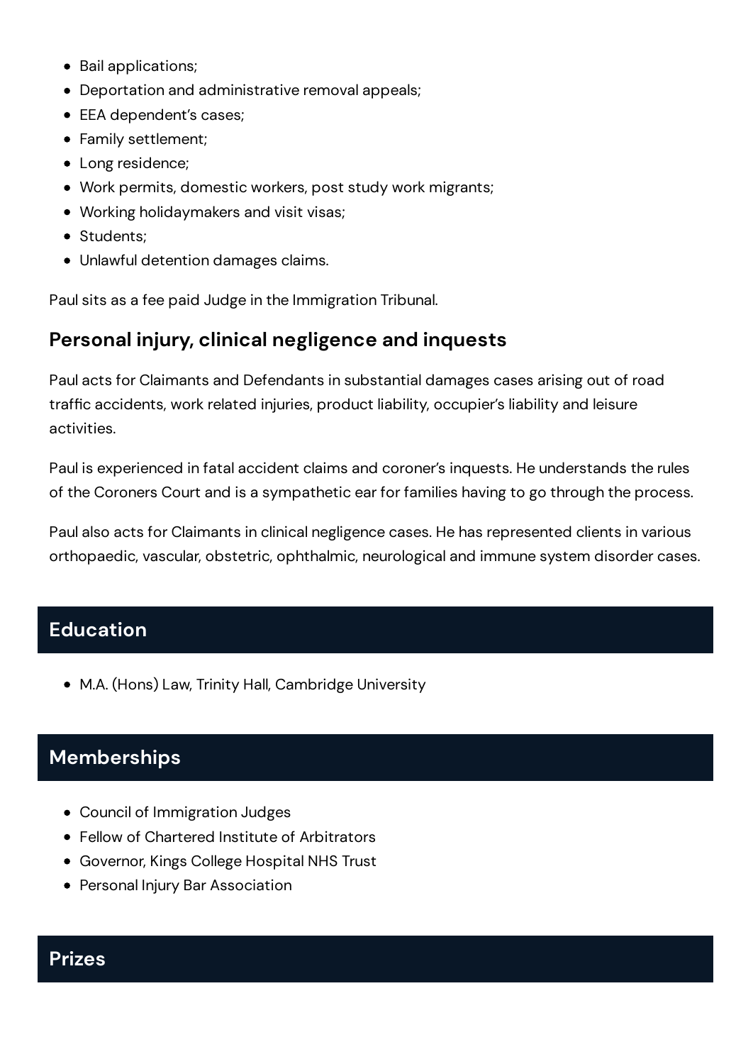- Bail applications;
- Deportation and administrative removal appeals;
- EEA dependent's cases;
- Family settlement;
- Long residence;
- Work permits, domestic workers, post study work migrants;
- Working holidaymakers and visit visas;
- Students;
- Unlawful detention damages claims.

Paul sits as a fee paid Judge in the Immigration Tribunal.

### Personal injury, clinical negligence and inquests

Paul acts for Claimants and Defendants in substantial damages cases arising out of road traffic accidents, work related injuries, product liability, occupier's liability and leisure activities.

Paul is experienced in fatal accident claims and coroner's inquests. He understands the rules of the Coroners Court and is a sympathetic ear for families having to go through the process.

Paul also acts for Claimants in clinical negligence cases. He has represented clients in various orthopaedic, vascular, obstetric, ophthalmic, neurological and immune system disorder cases.

## Education

- M.A. (Hons) Law, Trinity Hall, Cambridge University

## Memberships

- Council of Immigration Judges
- Fellow of Chartered Institute of Arbitrators
- Governor, Kings College Hospital NHS Trust
- Personal Injury Bar Association

## Prizes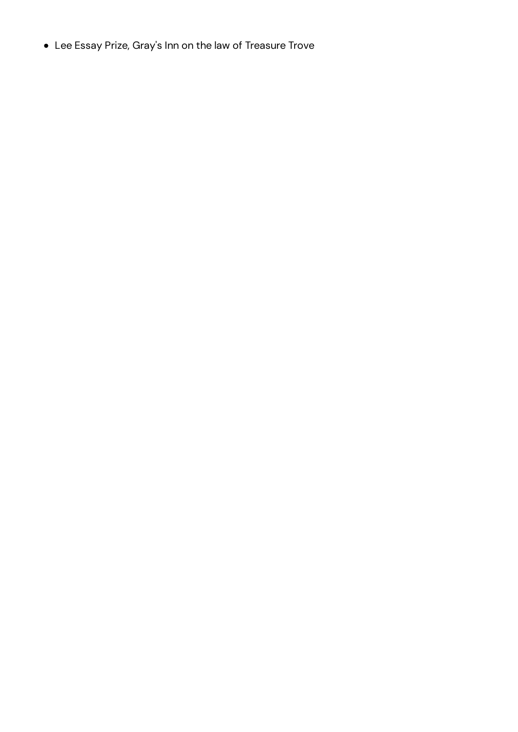- Lee Essay Prize, Gray's Inn on the law of Treasure Trove